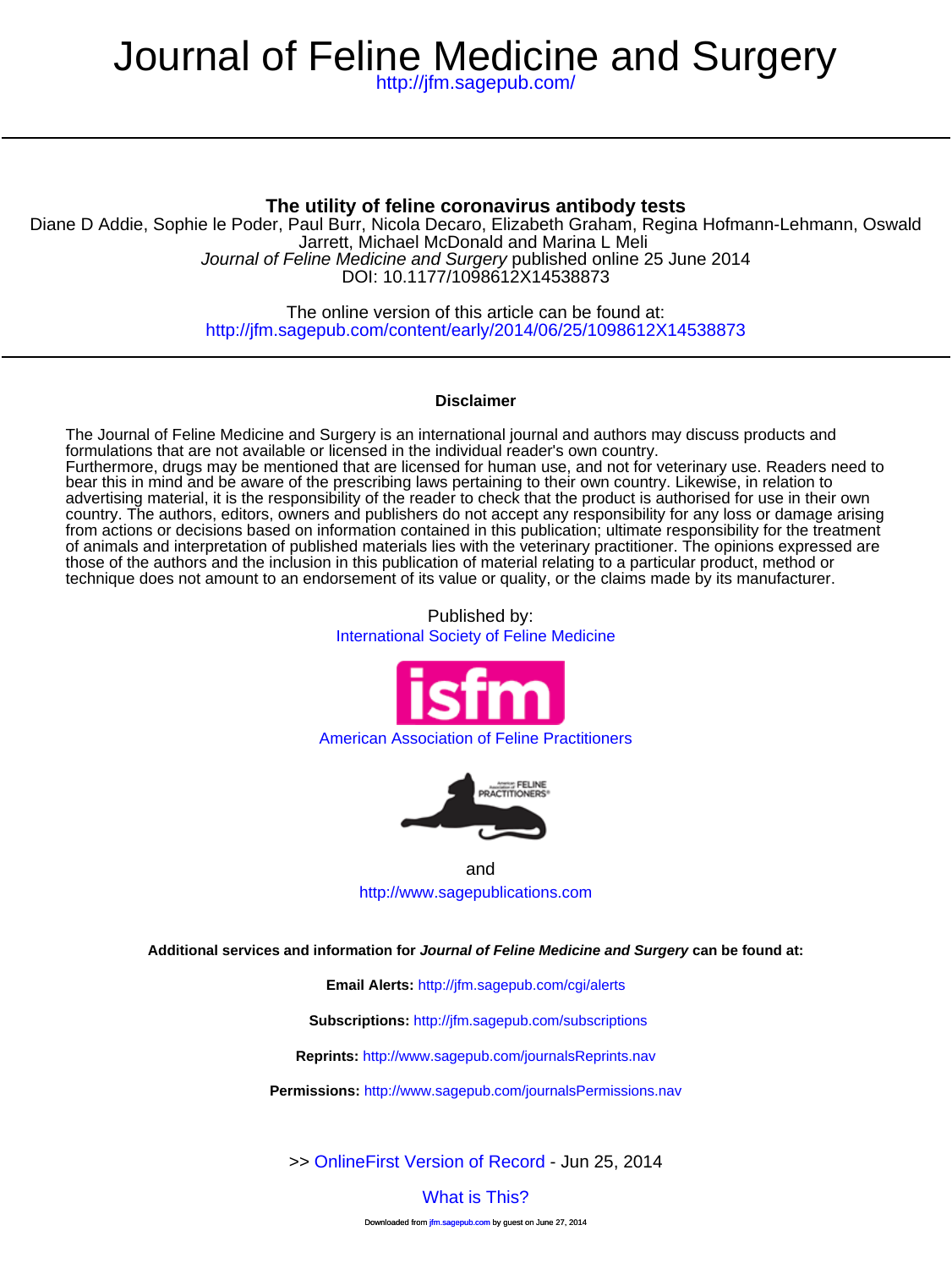# Journal of Feline Medicine and Surgery

http://jfm.sagepub.com/

## The utility of feline coronavirus antibody tests

Diane D Addie, Sophie le Poder, Paul Burr, Nicola Decaro, Elizabeth Graham, Regina Hofmann-Lehmann, Oswald Jarrett, Michael McDonald and Marina L Meli

*Journal of Feline Medicine and Surgery* published online 25 June 2014

DOI: 10.1177/1098612X14538873

The online version of this article can be found at:

http://jfm.sagepub.com/content/early/2014/06/25/1098612X14538873

### Disclaimer

The Journal of Feline Medicine and Surgery is an international journal and authors may discuss products and formulations that are not available or licensed in the individual reader's own country.
Furthermore, drugs may be mentioned that are licensed for human use, and not for veterinary use. Readers need to bear this in mind and be aware of the prescribing laws pertaining to their own country. Likewise, in relation to advertising material, it is the responsibility of the reader to check that the product is authorised for use in their own country. The authors, editors, owners and publishers do not accept any responsibility for any loss or damage arising from actions or decisions based on information contained in this publication; ultimate responsibility for the treatment of animals and interpretation of published materials lies with the veterinary practitioner. The opinions expressed are those of the authors and the inclusion in this publication of material relating to a particular product, method or technique does not amount to an endorsement of its value or quality, or the claims made by its manufacturer.

Published by:

International Society of Feline Medicine

American Association of Feline Practitioners

and

http://www.sagepublications.com

**Additional services and information for *Journal of Feline Medicine and Surgery* can be found at:**

**Email Alerts:** http://jfm.sagepub.com/cgi/alerts

**Subscriptions:** http://jfm.sagepub.com/subscriptions

**Reprints:** http://www.sagepub.com/journalsReprints.nav

**Permissions:** http://www.sagepub.com/journalsPermissions.nav

>> OnlineFirst Version of Record - Jun 25, 2014

What is This?

Downloaded from jfm.sagepub.com by guest on June 27, 2014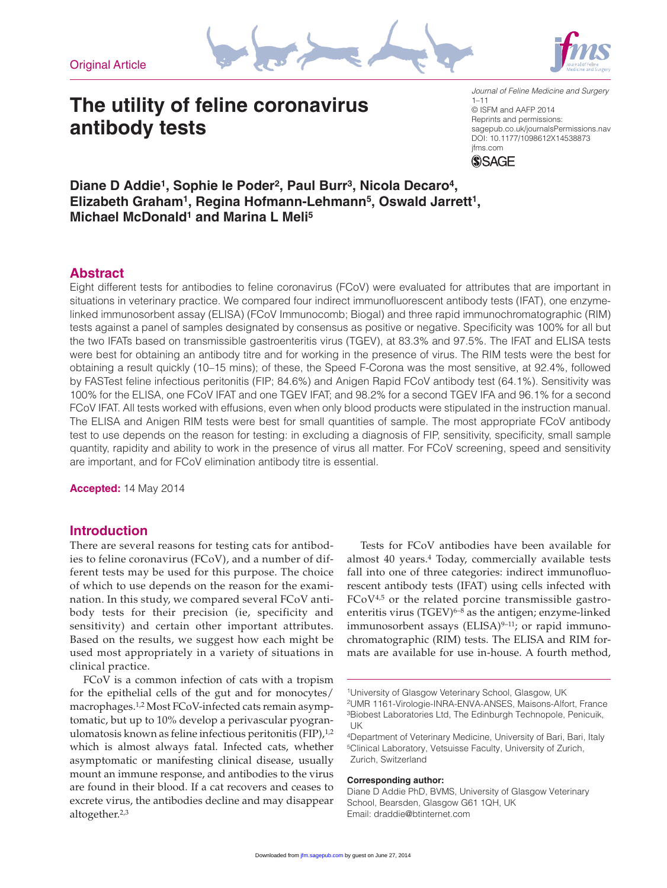# The utility of feline coronavirus antibody tests

**Diane D Addie[1], Sophie le Poder[2], Paul Burr[3], Nicola Decaro[4], Elizabeth Graham[1], Regina Hofmann-Lehmann[5], Oswald Jarrett[1], Michael McDonald[1] and Marina L Meli[5]**

## Abstract

Eight different tests for antibodies to feline coronavirus (FCoV) were evaluated for attributes that are important in situations in veterinary practice. We compared four indirect immunofluorescent antibody tests (IFAT), one enzyme-linked immunosorbent assay (ELISA) (FCoV Immunocomb; Biogal) and three rapid immunochromatographic (RIM) tests against a panel of samples designated by consensus as positive or negative. Specificity was 100% for all but the two IFATs based on transmissible gastroenteritis virus (TGEV), at 83.3% and 97.5%. The IFAT and ELISA tests were best for obtaining an antibody titre and for working in the presence of virus. The RIM tests were the best for obtaining a result quickly (10–15 mins); of these, the Speed F-Corona was the most sensitive, at 92.4%, followed by FASTest feline infectious peritonitis (FIP; 84.6%) and Anigen Rapid FCoV antibody test (64.1%). Sensitivity was 100% for the ELISA, one FCoV IFAT and one TGEV IFAT; and 98.2% for a second TGEV IFA and 96.1% for a second FCoV IFAT. All tests worked with effusions, even when only blood products were stipulated in the instruction manual. The ELISA and Anigen RIM tests were best for small quantities of sample. The most appropriate FCoV antibody test to use depends on the reason for testing: in excluding a diagnosis of FIP, sensitivity, specificity, small sample quantity, rapidity and ability to work in the presence of virus all matter. For FCoV screening, speed and sensitivity are important, and for FCoV elimination antibody titre is essential.

**Accepted:** 14 May 2014

## Introduction

There are several reasons for testing cats for antibodies to feline coronavirus (FCoV), and a number of different tests may be used for this purpose. The choice of which to use depends on the reason for the examination. In this study, we compared several FCoV antibody tests for their precision (ie, specificity and sensitivity) and certain other important attributes. Based on the results, we suggest how each might be used most appropriately in a variety of situations in clinical practice.

FCoV is a common infection of cats with a tropism for the epithelial cells of the gut and for monocytes/macrophages.[1,2] Most FCoV-infected cats remain asymptomatic, but up to 10% develop a perivascular pyogranulomatosis known as feline infectious peritonitis (FIP),[1,2] which is almost always fatal. Infected cats, whether asymptomatic or manifesting clinical disease, usually mount an immune response, and antibodies to the virus are found in their blood. If a cat recovers and ceases to excrete virus, the antibodies decline and may disappear altogether.[2,3]

Tests for FCoV antibodies have been available for almost 40 years.[4] Today, commercially available tests fall into one of three categories: indirect immunofluorescent antibody tests (IFAT) using cells infected with FCoV[4,5] or the related porcine transmissible gastroenteritis virus (TGEV)[6–8] as the antigen; enzyme-linked immunosorbent assays (ELISA)[9–11]; or rapid immunochromatographic (RIM) tests. The ELISA and RIM formats are available for use in-house. A fourth method,

[1]University of Glasgow Veterinary School, Glasgow, UK
[2]UMR 1161-Virologie-INRA-ENVA-ANSES, Maisons-Alfort, France
[3]Biobest Laboratories Ltd, The Edinburgh Technopole, Penicuik, UK
[4]Department of Veterinary Medicine, University of Bari, Bari, Italy
[5]Clinical Laboratory, Vetsuisse Faculty, University of Zurich, Zurich, Switzerland

**Corresponding author:**
Diane D Addie PhD, BVMS, University of Glasgow Veterinary School, Bearsden, Glasgow G61 1QH, UK
Email: draddie@btinternet.com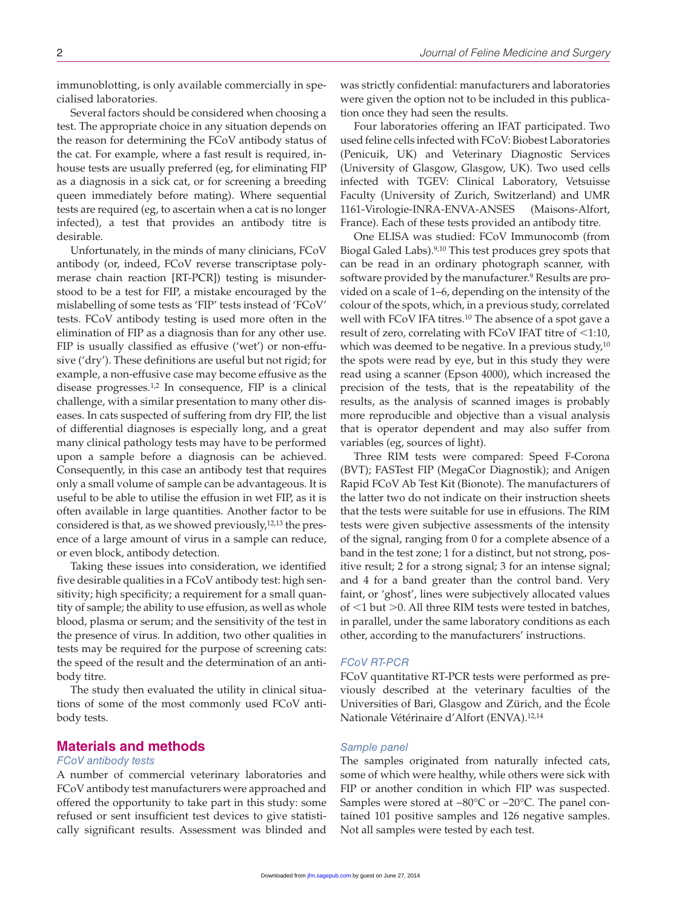immunoblotting, is only available commercially in specialised laboratories.

Several factors should be considered when choosing a test. The appropriate choice in any situation depends on the reason for determining the FCoV antibody status of the cat. For example, where a fast result is required, in-house tests are usually preferred (eg, for eliminating FIP as a diagnosis in a sick cat, or for screening a breeding queen immediately before mating). Where sequential tests are required (eg, to ascertain when a cat is no longer infected), a test that provides an antibody titre is desirable.

Unfortunately, in the minds of many clinicians, FCoV antibody (or, indeed, FCoV reverse transcriptase polymerase chain reaction [RT-PCR]) testing is misunderstood to be a test for FIP, a mistake encouraged by the mislabelling of some tests as 'FIP' tests instead of 'FCoV' tests. FCoV antibody testing is used more often in the elimination of FIP as a diagnosis than for any other use. FIP is usually classified as effusive ('wet') or non-effusive ('dry'). These definitions are useful but not rigid; for example, a non-effusive case may become effusive as the disease progresses.[1,2] In consequence, FIP is a clinical challenge, with a similar presentation to many other diseases. In cats suspected of suffering from dry FIP, the list of differential diagnoses is especially long, and a great many clinical pathology tests may have to be performed upon a sample before a diagnosis can be achieved. Consequently, in this case an antibody test that requires only a small volume of sample can be advantageous. It is useful to be able to utilise the effusion in wet FIP, as it is often available in large quantities. Another factor to be considered is that, as we showed previously,[12,13] the presence of a large amount of virus in a sample can reduce, or even block, antibody detection.

Taking these issues into consideration, we identified five desirable qualities in a FCoV antibody test: high sensitivity; high specificity; a requirement for a small quantity of sample; the ability to use effusion, as well as whole blood, plasma or serum; and the sensitivity of the test in the presence of virus. In addition, two other qualities in tests may be required for the purpose of screening cats: the speed of the result and the determination of an antibody titre.

The study then evaluated the utility in clinical situations of some of the most commonly used FCoV antibody tests.

## Materials and methods

### FCoV antibody tests

A number of commercial veterinary laboratories and FCoV antibody test manufacturers were approached and offered the opportunity to take part in this study: some refused or sent insufficient test devices to give statistically significant results. Assessment was blinded and was strictly confidential: manufacturers and laboratories were given the option not to be included in this publication once they had seen the results.

Four laboratories offering an IFAT participated. Two used feline cells infected with FCoV: Biobest Laboratories (Penicuik, UK) and Veterinary Diagnostic Services (University of Glasgow, Glasgow, UK). Two used cells infected with TGEV: Clinical Laboratory, Vetsuisse Faculty (University of Zurich, Switzerland) and UMR 1161-Virologie-INRA-ENVA-ANSES (Maisons-Alfort, France). Each of these tests provided an antibody titre.

One ELISA was studied: FCoV Immunocomb (from Biogal Galed Labs).[9,10] This test produces grey spots that can be read in an ordinary photograph scanner, with software provided by the manufacturer.[9] Results are provided on a scale of 1–6, depending on the intensity of the colour of the spots, which, in a previous study, correlated well with FCoV IFA titres.[10] The absence of a spot gave a result of zero, correlating with FCoV IFAT titre of <1:10, which was deemed to be negative. In a previous study,[10] the spots were read by eye, but in this study they were read using a scanner (Epson 4000), which increased the precision of the tests, that is the repeatability of the results, as the analysis of scanned images is probably more reproducible and objective than a visual analysis that is operator dependent and may also suffer from variables (eg, sources of light).

Three RIM tests were compared: Speed F-Corona (BVT); FASTest FIP (MegaCor Diagnostik); and Anigen Rapid FCoV Ab Test Kit (Bionote). The manufacturers of the latter two do not indicate on their instruction sheets that the tests were suitable for use in effusions. The RIM tests were given subjective assessments of the intensity of the signal, ranging from 0 for a complete absence of a band in the test zone; 1 for a distinct, but not strong, positive result; 2 for a strong signal; 3 for an intense signal; and 4 for a band greater than the control band. Very faint, or 'ghost', lines were subjectively allocated values of <1 but >0. All three RIM tests were tested in batches, in parallel, under the same laboratory conditions as each other, according to the manufacturers' instructions.

### FCoV RT-PCR

FCoV quantitative RT-PCR tests were performed as previously described at the veterinary faculties of the Universities of Bari, Glasgow and Zürich, and the École Nationale Vétérinaire d'Alfort (ENVA).[12,14]

### Sample panel

The samples originated from naturally infected cats, some of which were healthy, while others were sick with FIP or another condition in which FIP was suspected. Samples were stored at −80°C or −20°C. The panel contained 101 positive samples and 126 negative samples. Not all samples were tested by each test.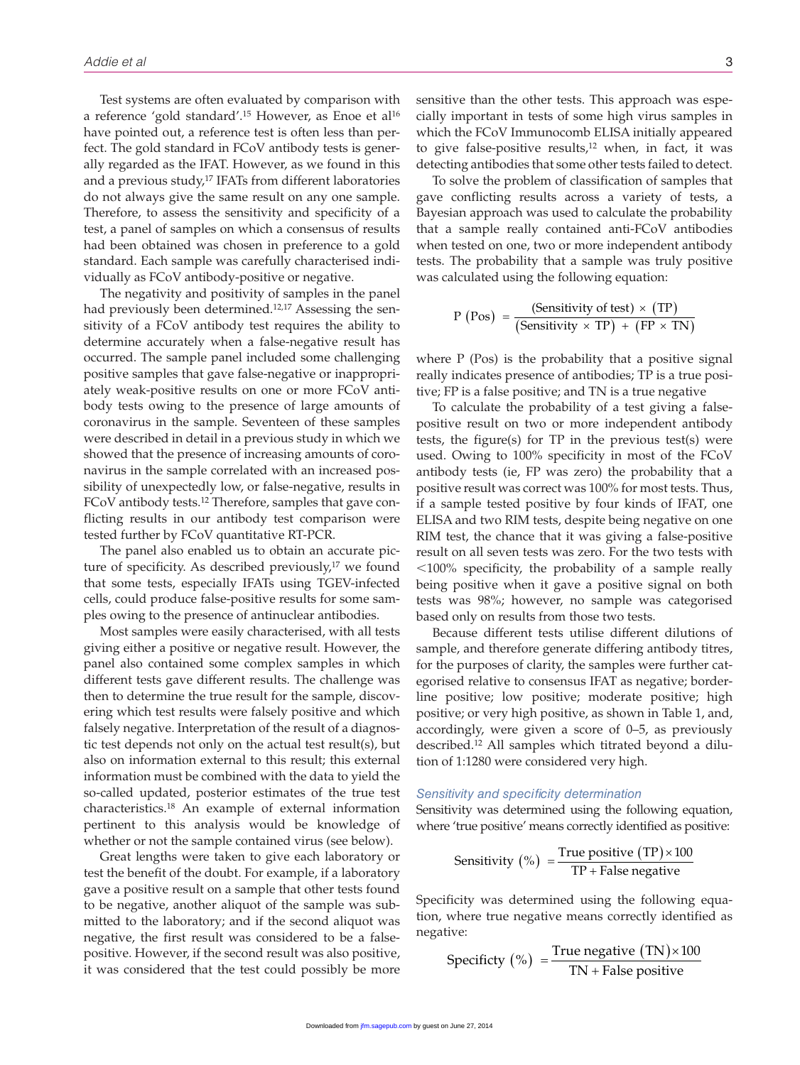Test systems are often evaluated by comparison with a reference 'gold standard'.[15] However, as Enoe et al[16] have pointed out, a reference test is often less than perfect. The gold standard in FCoV antibody tests is generally regarded as the IFAT. However, as we found in this and a previous study,[17] IFATs from different laboratories do not always give the same result on any one sample. Therefore, to assess the sensitivity and specificity of a test, a panel of samples on which a consensus of results had been obtained was chosen in preference to a gold standard. Each sample was carefully characterised individually as FCoV antibody-positive or negative.

The negativity and positivity of samples in the panel had previously been determined.[12,17] Assessing the sensitivity of a FCoV antibody test requires the ability to determine accurately when a false-negative result has occurred. The sample panel included some challenging positive samples that gave false-negative or inappropriately weak-positive results on one or more FCoV antibody tests owing to the presence of large amounts of coronavirus in the sample. Seventeen of these samples were described in detail in a previous study in which we showed that the presence of increasing amounts of coronavirus in the sample correlated with an increased possibility of unexpectedly low, or false-negative, results in FCoV antibody tests.[12] Therefore, samples that gave conflicting results in our antibody test comparison were tested further by FCoV quantitative RT-PCR.

The panel also enabled us to obtain an accurate picture of specificity. As described previously,[17] we found that some tests, especially IFATs using TGEV-infected cells, could produce false-positive results for some samples owing to the presence of antinuclear antibodies.

Most samples were easily characterised, with all tests giving either a positive or negative result. However, the panel also contained some complex samples in which different tests gave different results. The challenge was then to determine the true result for the sample, discovering which test results were falsely positive and which falsely negative. Interpretation of the result of a diagnostic test depends not only on the actual test result(s), but also on information external to this result; this external information must be combined with the data to yield the so-called updated, posterior estimates of the true test characteristics.[18] An example of external information pertinent to this analysis would be knowledge of whether or not the sample contained virus (see below).

Great lengths were taken to give each laboratory or test the benefit of the doubt. For example, if a laboratory gave a positive result on a sample that other tests found to be negative, another aliquot of the sample was submitted to the laboratory; and if the second aliquot was negative, the first result was considered to be a false-positive. However, if the second result was also positive, it was considered that the test could possibly be more sensitive than the other tests. This approach was especially important in tests of some high virus samples in which the FCoV Immunocomb ELISA initially appeared to give false-positive results,[12] when, in fact, it was detecting antibodies that some other tests failed to detect.

To solve the problem of classification of samples that gave conflicting results across a variety of tests, a Bayesian approach was used to calculate the probability that a sample really contained anti-FCoV antibodies when tested on one, two or more independent antibody tests. The probability that a sample was truly positive was calculated using the following equation:

$$\text{P (Pos)} = \frac{(\text{Sensitivity of test}) \times (\text{TP})}{(\text{Sensitivity} \times \text{TP}) + (\text{FP} \times \text{TN})}$$

where P (Pos) is the probability that a positive signal really indicates presence of antibodies; TP is a true positive; FP is a false positive; and TN is a true negative

To calculate the probability of a test giving a false-positive result on two or more independent antibody tests, the figure(s) for TP in the previous test(s) were used. Owing to 100% specificity in most of the FCoV antibody tests (ie, FP was zero) the probability that a positive result was correct was 100% for most tests. Thus, if a sample tested positive by four kinds of IFAT, one ELISA and two RIM tests, despite being negative on one RIM test, the chance that it was giving a false-positive result on all seven tests was zero. For the two tests with <100% specificity, the probability of a sample really being positive when it gave a positive signal on both tests was 98%; however, no sample was categorised based only on results from those two tests.

Because different tests utilise different dilutions of sample, and therefore generate differing antibody titres, for the purposes of clarity, the samples were further categorised relative to consensus IFAT as negative; borderline positive; low positive; moderate positive; high positive; or very high positive, as shown in Table 1, and, accordingly, were given a score of 0–5, as previously described.[12] All samples which titrated beyond a dilution of 1:1280 were considered very high.

### *Sensitivity and specificity determination*

Sensitivity was determined using the following equation, where 'true positive' means correctly identified as positive:

$$\text{Sensitivity (\%)} = \frac{\text{True positive (TP)} \times 100}{\text{TP} + \text{False negative}}$$

Specificity was determined using the following equation, where true negative means correctly identified as negative:

$$\text{Specificty (\%)} = \frac{\text{True negative (TN)} \times 100}{\text{TN} + \text{False positive}}$$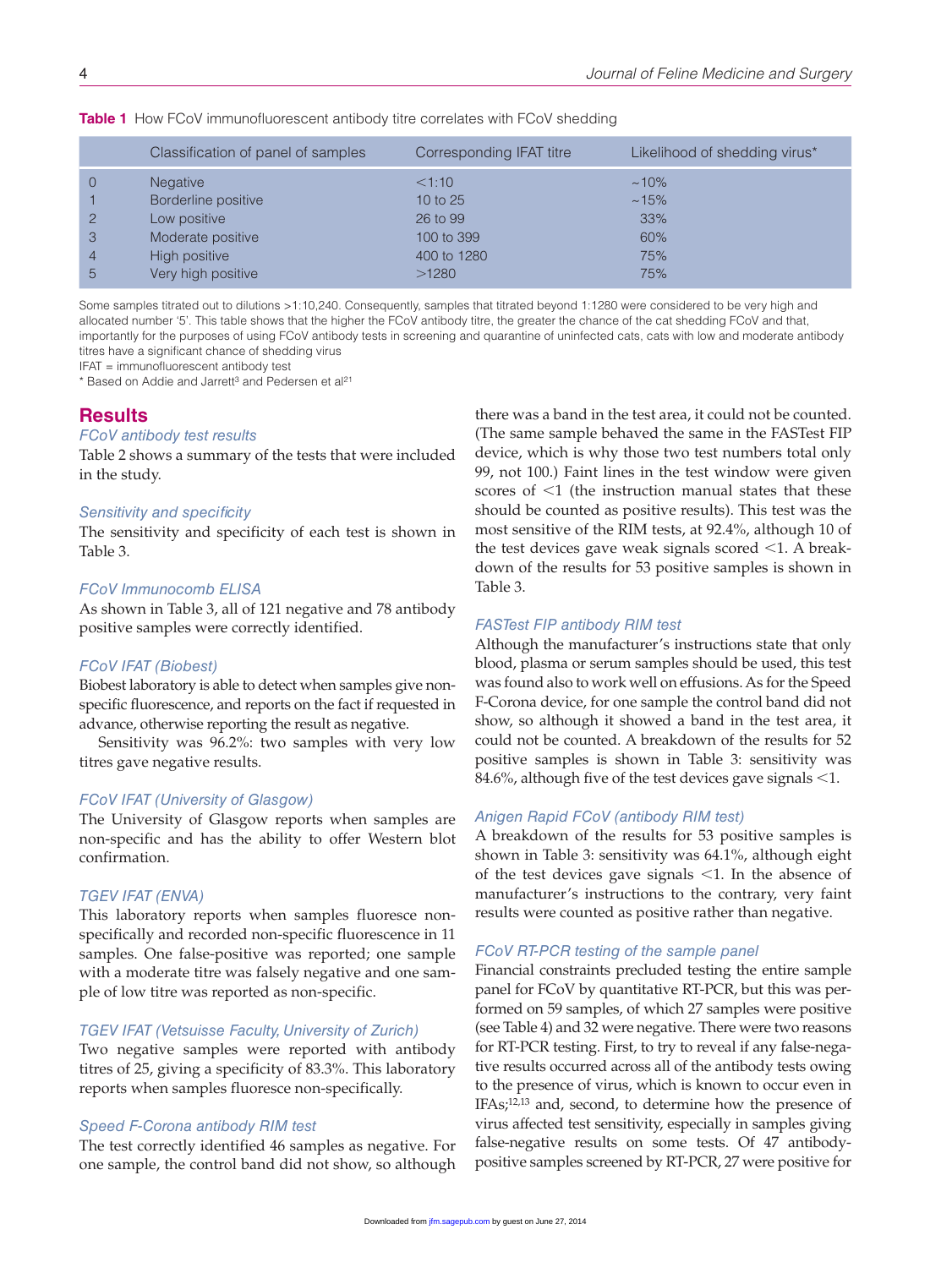**Table 1** How FCoV immunofluorescent antibody titre correlates with FCoV shedding

| | Classification of panel of samples | Corresponding IFAT titre | Likelihood of shedding virus* |
|---|---|---|---|
| 0 | Negative | <1:10 | ~10% |
| 1 | Borderline positive | 10 to 25 | ~15% |
| 2 | Low positive | 26 to 99 | 33% |
| 3 | Moderate positive | 100 to 399 | 60% |
| 4 | High positive | 400 to 1280 | 75% |
| 5 | Very high positive | >1280 | 75% |

Some samples titrated out to dilutions >1:10,240. Consequently, samples that titrated beyond 1:1280 were considered to be very high and allocated number '5'. This table shows that the higher the FCoV antibody titre, the greater the chance of the cat shedding FCoV and that, importantly for the purposes of using FCoV antibody tests in screening and quarantine of uninfected cats, cats with low and moderate antibody titres have a significant chance of shedding virus

IFAT = immunofluorescent antibody test

\* Based on Addie and Jarrett[3] and Pedersen et al[21]

## Results

### *FCoV antibody test results*

Table 2 shows a summary of the tests that were included in the study.

### *Sensitivity and specificity*

The sensitivity and specificity of each test is shown in Table 3.

### *FCoV Immunocomb ELISA*

As shown in Table 3, all of 121 negative and 78 antibody positive samples were correctly identified.

### *FCoV IFAT (Biobest)*

Biobest laboratory is able to detect when samples give non-specific fluorescence, and reports on the fact if requested in advance, otherwise reporting the result as negative.

Sensitivity was 96.2%: two samples with very low titres gave negative results.

### *FCoV IFAT (University of Glasgow)*

The University of Glasgow reports when samples are non-specific and has the ability to offer Western blot confirmation.

### *TGEV IFAT (ENVA)*

This laboratory reports when samples fluoresce non-specifically and recorded non-specific fluorescence in 11 samples. One false-positive was reported; one sample with a moderate titre was falsely negative and one sample of low titre was reported as non-specific.

### *TGEV IFAT (Vetsuisse Faculty, University of Zurich)*

Two negative samples were reported with antibody titres of 25, giving a specificity of 83.3%. This laboratory reports when samples fluoresce non-specifically.

### *Speed F-Corona antibody RIM test*

The test correctly identified 46 samples as negative. For one sample, the control band did not show, so although there was a band in the test area, it could not be counted. (The same sample behaved the same in the FASTest FIP device, which is why those two test numbers total only 99, not 100.) Faint lines in the test window were given scores of <1 (the instruction manual states that these should be counted as positive results). This test was the most sensitive of the RIM tests, at 92.4%, although 10 of the test devices gave weak signals scored <1. A breakdown of the results for 53 positive samples is shown in Table 3.

### *FASTest FIP antibody RIM test*

Although the manufacturer's instructions state that only blood, plasma or serum samples should be used, this test was found also to work well on effusions. As for the Speed F-Corona device, for one sample the control band did not show, so although it showed a band in the test area, it could not be counted. A breakdown of the results for 52 positive samples is shown in Table 3: sensitivity was 84.6%, although five of the test devices gave signals <1.

### *Anigen Rapid FCoV (antibody RIM test)*

A breakdown of the results for 53 positive samples is shown in Table 3: sensitivity was 64.1%, although eight of the test devices gave signals <1. In the absence of manufacturer's instructions to the contrary, very faint results were counted as positive rather than negative.

### *FCoV RT-PCR testing of the sample panel*

Financial constraints precluded testing the entire sample panel for FCoV by quantitative RT-PCR, but this was performed on 59 samples, of which 27 samples were positive (see Table 4) and 32 were negative. There were two reasons for RT-PCR testing. First, to try to reveal if any false-negative results occurred across all of the antibody tests owing to the presence of virus, which is known to occur even in IFAs;[12,13] and, second, to determine how the presence of virus affected test sensitivity, especially in samples giving false-negative results on some tests. Of 47 antibody-positive samples screened by RT-PCR, 27 were positive for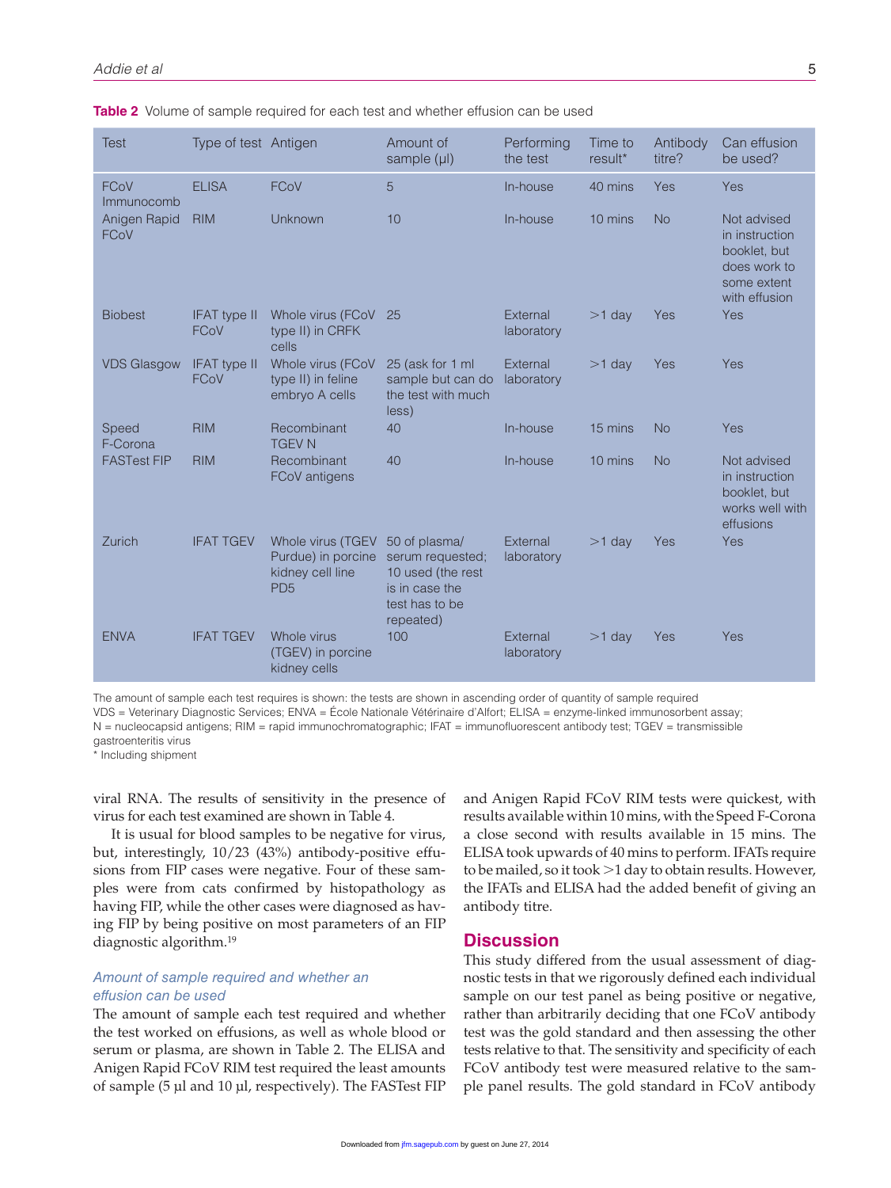**Table 2** Volume of sample required for each test and whether effusion can be used

| Test | Type of test | Antigen | Amount of sample (µl) | Performing the test | Time to result* | Antibody titre? | Can effusion be used? |
|---|---|---|---|---|---|---|---|
| FCoV Immunocomb | ELISA | FCoV | 5 | In-house | 40 mins | Yes | Yes |
| Anigen Rapid FCoV | RIM | Unknown | 10 | In-house | 10 mins | No | Not advised in instruction booklet, but does work to some extent with effusion |
| Biobest | IFAT type II FCoV | Whole virus (FCoV type II) in CRFK cells | 25 | External laboratory | >1 day | Yes | Yes |
| VDS Glasgow | IFAT type II FCoV | Whole virus (FCoV type II) in feline embryo A cells | 25 (ask for 1 ml sample but can do the test with much less) | External laboratory | >1 day | Yes | Yes |
| Speed F-Corona | RIM | Recombinant TGEV N | 40 | In-house | 15 mins | No | Yes |
| FASTest FIP | RIM | Recombinant FCoV antigens | 40 | In-house | 10 mins | No | Not advised in instruction booklet, but works well with effusions |
| Zurich | IFAT TGEV | Whole virus (TGEV Purdue) in porcine kidney cell line PD5 | 50 of plasma/ serum requested; 10 used (the rest is in case the test has to be repeated) | External laboratory | >1 day | Yes | Yes |
| ENVA | IFAT TGEV | Whole virus (TGEV) in porcine kidney cells | 100 | External laboratory | >1 day | Yes | Yes |

The amount of sample each test requires is shown: the tests are shown in ascending order of quantity of sample required
VDS = Veterinary Diagnostic Services; ENVA = École Nationale Vétérinaire d'Alfort; ELISA = enzyme-linked immunosorbent assay; N = nucleocapsid antigens; RIM = rapid immunochromatographic; IFAT = immunofluorescent antibody test; TGEV = transmissible gastroenteritis virus
* Including shipment

viral RNA. The results of sensitivity in the presence of virus for each test examined are shown in Table 4.

It is usual for blood samples to be negative for virus, but, interestingly, 10/23 (43%) antibody-positive effusions from FIP cases were negative. Four of these samples were from cats confirmed by histopathology as having FIP, while the other cases were diagnosed as having FIP by being positive on most parameters of an FIP diagnostic algorithm.[19]

### *Amount of sample required and whether an effusion can be used*

The amount of sample each test required and whether the test worked on effusions, as well as whole blood or serum or plasma, are shown in Table 2. The ELISA and Anigen Rapid FCoV RIM test required the least amounts of sample (5 µl and 10 µl, respectively). The FASTest FIP and Anigen Rapid FCoV RIM tests were quickest, with results available within 10 mins, with the Speed F-Corona a close second with results available in 15 mins. The ELISA took upwards of 40 mins to perform. IFATs require to be mailed, so it took >1 day to obtain results. However, the IFATs and ELISA had the added benefit of giving an antibody titre.

## Discussion

This study differed from the usual assessment of diagnostic tests in that we rigorously defined each individual sample on our test panel as being positive or negative, rather than arbitrarily deciding that one FCoV antibody test was the gold standard and then assessing the other tests relative to that. The sensitivity and specificity of each FCoV antibody test were measured relative to the sample panel results. The gold standard in FCoV antibody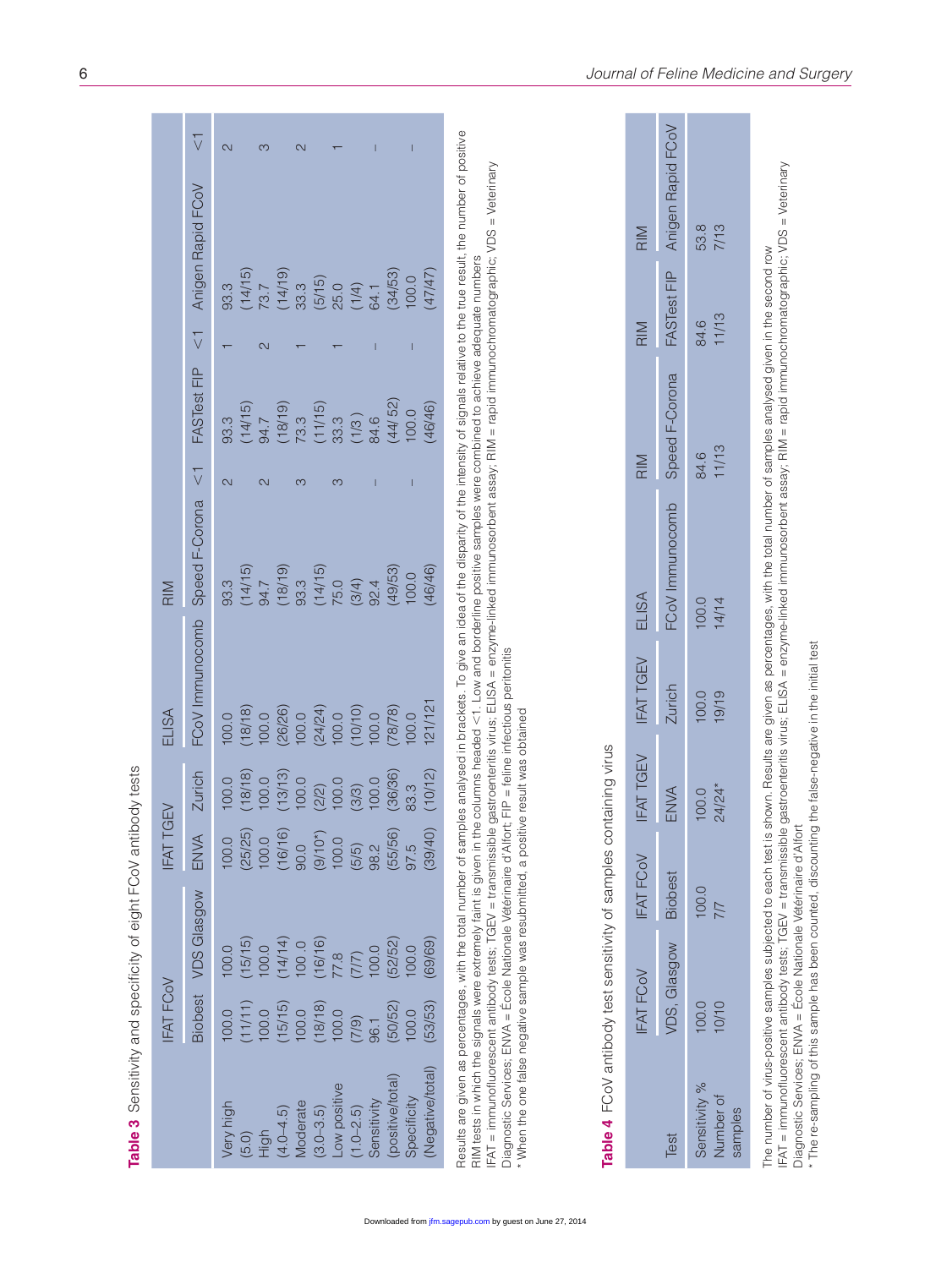**Table 3** Sensitivity and specificity of eight FCoV antibody tests

| | IFAT FCoV | | IFAT TGEV | | ELISA | RIM | | | | | |
|---|---|---|---|---|---|---|---|---|---|---|---|
| | Biobest | VDS Glasgow | ENVA | Zurich | FCoV Immunocomb | Speed F-Corona | <1 | FASTest FIP | <1 | Anigen Rapid FCoV | <1 |
| Very high (5.0) | 100.0 (11/11) | 100.0 (15/15) | 100.0 (25/25) | 100.0 (18/18) | 100.0 (18/18) | 93.3 (14/15) | 2 | 93.3 (14/15) | 1 | 93.3 (14/15) | 2 |
| High (4.0–4.5) | 100.0 (15/15) | 100.0 (14/14) | 100.0 (16/16) | 100.0 (13/13) | 100.0 (26/26) | 94.7 (18/19) | 2 | 94.7 (18/19) | 2 | 73.7 (14/19) | 3 |
| Moderate (3.0–3.5) | 100.0 (18/18) | 100.0 (16/16) | 90.0 (9/10*) | 100.0 (2/2) | 100.0 (24/24) | 93.3 (14/15) | 3 | 73.3 (11/15) | 1 | 33.3 (5/15) | 2 |
| Low positive (1.0–2.5) | 100.0 (7/9) | 77.8 (7/7) | 100.0 (5/5) | 100.0 (3/3) | 100.0 (10/10) | 75.0 (3/4) | 3 | 33.3 (1/3 ) | 1 | 25.0 (1/4) | 1 |
| Sensitivity (positive/total) | 96.1 (50/52) | 100.0 (52/52) | 98.2 (55/56) | 100.0 (36/36) | 100.0 (78/78) | 92.4 (49/53) | – | 84.6 (44/ 52) | – | 64.1 (34/53) | – |
| Specificity (Negative/total) | 100.0 (53/53) | 100.0 (69/69) | 97.5 (39/40) | 83.3 (10/12) | 100.0 121/121 | 100.0 (46/46) | – | 100.0 (46/46) | – | 100.0 (47/47) | – |

Results are given as percentages, with the total number of samples analysed in brackets. To give an idea of the disparity of the intensity of signals relative to the true result, the number of positive RIM tests in which the signals were extremely faint is given in the columns headed <1. Low and borderline positive samples were combined to achieve adequate numbers
IFAT = immunofluorescent antibody tests; TGEV = transmissible gastroenteritis virus; ELISA = enzyme-linked immunosorbent assay; RIM = rapid immunochromatographic; VDS = Veterinary Diagnostic Services; ENVA = École Nationale Vétérinaire d'Alfort; FIP = feline infectious peritonitis
* When the one false negative sample was resubmitted, a positive result was obtained

**Table 4** FCoV antibody test sensitivity of samples containing virus

| Test | IFAT FCoV | IFAT FCoV | IFAT TGEV | IFAT TGEV | ELISA | RIM | RIM | RIM |
|---|---|---|---|---|---|---|---|---|
| | VDS, Glasgow | Biobest | ENVA | Zurich | FCoV Immunocomb | Speed F-Corona | FASTest FIP | Anigen Rapid FCoV |
| Sensitivity % | 100.0 | 100.0 | 100.0 | 100.0 | 100.0 | 84.6 | 84.6 | 53.8 |
| Number of samples | 10/10 | 7/7 | 24/24* | 19/19 | 14/14 | 11/13 | 11/13 | 7/13 |

The number of virus-positive samples subjected to each test is shown. Results are given as percentages, with the total number of samples analysed given in the second row
IFAT = immunofluorescent antibody tests; TGEV = transmissible gastroenteritis virus; ELISA = enzyme-linked immunosorbent assay; RIM = rapid immunochromatographic; VDS = Veterinary Diagnostic Services; ENVA = École Nationale Vétérinaire d'Alfort
* The re-sampling of this sample has been counted, discounting the false-negative in the initial test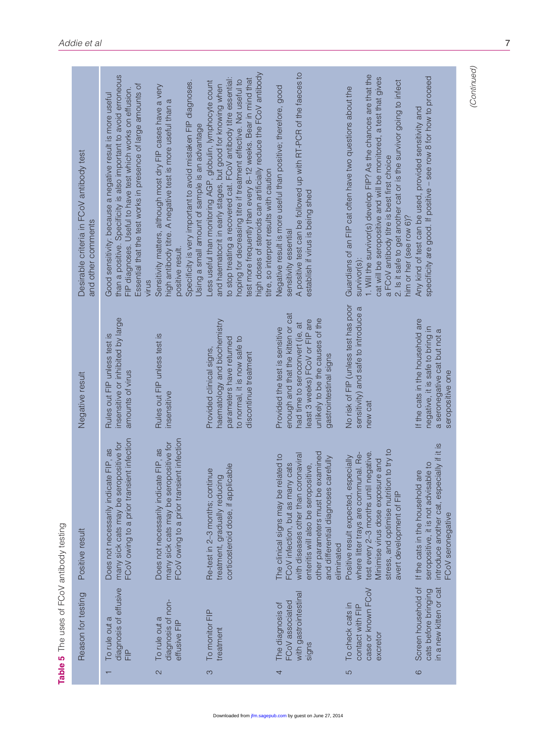**Table 5** The uses of FCoV antibody testing

| | Reason for testing | Positive result | Negative result | Desirable criteria in FCoV antibody test and other comments |
|---|---|---|---|---|
| 1 | To rule out a diagnosis of effusive FIP | Does not necessarily indicate FIP, as many sick cats may be seropositive for FCoV owing to a prior transient infection | Rules out FIP unless test is insensitive or inhibited by large amounts of virus | Good sensitivity: because a negative result is more useful than a positive. Specificity is also important to avoid erroneous FIP diagnoses. Useful to have test which works on effusion. Essential that the test works in presence of large amounts of virus |
| 2 | To rule out a diagnosis of non-effusive FIP | Does not necessarily indicate FIP, as many sick cats may be seropositive for FCoV owing to a prior transient infection | Rules out FIP unless test is insensitive | Sensitivity matters, although most dry FIP cases have a very high antibody titre. A negative test is more useful than a positive result.<br>Specificity is very important to avoid mistaken FIP diagnoses.<br>Using a small amount of sample is an advantage |
| 3 | To monitor FIP treatment | Re-test in 2–3 months; continue treatment, gradually reducing corticosteroid dose, if applicable | Provided clinical signs, haematology and biochemistry parameters have returned to normal, it is now safe to discontinue treatment | Less useful than monitoring AGP, globulin, lymphocyte count and haematocrit in early stages, but good for knowing when to stop treating a recovered cat. FCoV antibody titre essential: hoping for decreasing titre if treatment effective. Not useful to test more frequently than every 8–12 weeks. Bear in mind that high doses of steroids can artificially reduce the FCoV antibody titre, so interpret results with caution |
| 4 | The diagnosis of FCoV associated with gastrointestinal signs | The clinical signs may be related to FCoV infection, but as many cats with diseases other than coronaviral enteritis will also be seropositive, other parameters must be examined and differential diagnoses carefully eliminated | Provided the test is sensitive enough and that the kitten or cat had time to seroconvert (ie, at least 3 weeks) FCoV or FIP are unlikely to be the causes of the gastrointestinal signs | Negative result is more useful than positive; therefore, good sensitivity essential<br>A positive test can be followed up with RT-PCR of the faeces to establish if virus is being shed |
| 5 | To check cats in contact with FIP case or known FCoV excretor | Positive result expected, especially where litter trays are communal. Re-test every 2–3 months until negative. Minimise virus dose exposure and stress, and optimise nutrition to try to avert development of FIP | No risk of FIP (unless test has poor sensitivity) and safe to introduce a new cat | Guardians of an FIP cat often have two questions about the survivor(s):<br>1. Will the survivor(s) develop FIP? As the chances are that the cat will be seropositive and will be monitored, a test that gives a FCoV antibody titre is best first choice<br>2. Is it safe to get another cat or is the survivor going to infect him or her (see row 6)? |
| 6 | Screen household of cats before bringing in a new kitten or cat | If the cats in the household are seropositive, it is not advisable to introduce another cat, especially if it is FCoV seronegative | If the cats in the household are negative, it is safe to bring in a seronegative cat but not a seropositive one | Any kind of test can be used, provided sensitivity and specificity are good. If positive – see row 8 for how to proceed |

*(Continued)*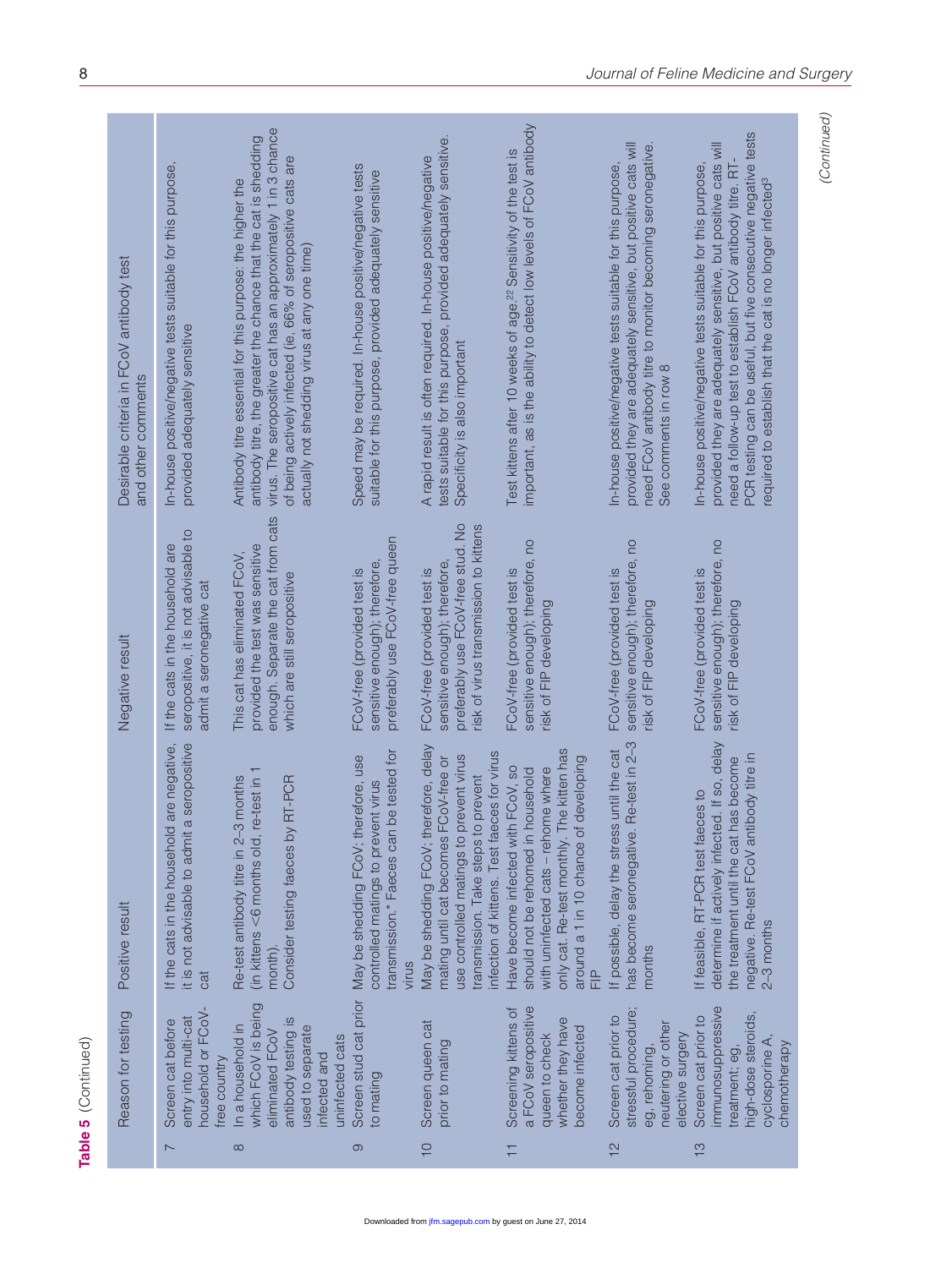**Table 5** (Continued)

| | Reason for testing | Positive result | Negative result | Desirable criteria in FCoV antibody test and other comments |
|---|---|---|---|---|
| 7 | Screen cat before entry into multi-cat household or FCoV-free country | If the cats in the household are negative, it is not advisable to admit a seropositive cat | If the cats in the household are seropositive, it is not advisable to admit a seronegative cat | In-house positive/negative tests suitable for this purpose, provided adequately sensitive |
| 8 | In a household in which FCoV is being eliminated FCoV antibody testing is used to separate infected and uninfected cats | Re-test antibody titre in 2–3 months (in kittens <6 months old, re-test in 1 month). Consider testing faeces by RT-PCR | This cat has eliminated FCoV, provided the test was sensitive enough. Separate the cat from cats which are still seropositive | Antibody titre essential for this purpose: the higher the antibody titre, the greater the chance that the cat is shedding virus. The seropositive cat has an approximately 1 in 3 chance of being actively infected (ie, 66% of seropositive cats are actually not shedding virus at any one time) |
| 9 | Screen stud cat prior to mating | May be shedding FCoV; therefore, use controlled matings to prevent virus transmission.* Faeces can be tested for virus | FCoV-free (provided test is sensitive enough); therefore, preferably use FCoV-free queen | Speed may be required. In-house positive/negative tests suitable for this purpose, provided adequately sensitive |
| 10 | Screen queen cat prior to mating | May be shedding FCoV; therefore, delay mating until cat becomes FCoV-free or use controlled matings to prevent virus transmission. Take steps to prevent infection of kittens. Test faeces for virus | FCoV-free (provided test is sensitive enough); therefore, preferably use FCoV-free stud. No risk of virus transmission to kittens | A rapid result is often required. In-house positive/negative tests suitable for this purpose, provided adequately sensitive. Specificity is also important |
| 11 | Screening kittens of a FCoV seropositive queen to check whether they have become infected | Have become infected with FCoV, so should not be rehomed in household with uninfected cats – rehome where only cat. Re-test monthly. The kitten has around a 1 in 10 chance of developing FIP | FCoV-free (provided test is sensitive enough); therefore, no risk of FIP developing | Test kittens after 10 weeks of age.[22] Sensitivity of the test is important, as is the ability to detect low levels of FCoV antibody |
| 12 | Screen cat prior to stressful procedure; eg, rehoming, neutering or other elective surgery | If possible, delay the stress until the cat has become seronegative. Re-test in 2–3 months | FCoV-free (provided test is sensitive enough); therefore, no risk of FIP developing | In-house positive/negative tests suitable for this purpose, provided they are adequately sensitive, but positive cats will need FCoV antibody titre to monitor becoming seronegative. See comments in row 8 |
| 13 | Screen cat prior to immunosuppressive treatment; eg, high-dose steroids, cyclosporine A, chemotherapy | If feasible, RT-PCR test faeces to determine if actively infected. If so, delay the treatment until the cat has become negative. Re-test FCoV antibody titre in 2–3 months | FCoV-free (provided test is sensitive enough); therefore, no risk of FIP developing | In-house positive/negative tests suitable for this purpose, provided they are adequately sensitive, but positive cats will need a follow-up test to establish FCoV antibody titre. RT-PCR testing can be useful, but five consecutive negative tests required to establish that the cat is no longer infected[3] |

*(Continued)*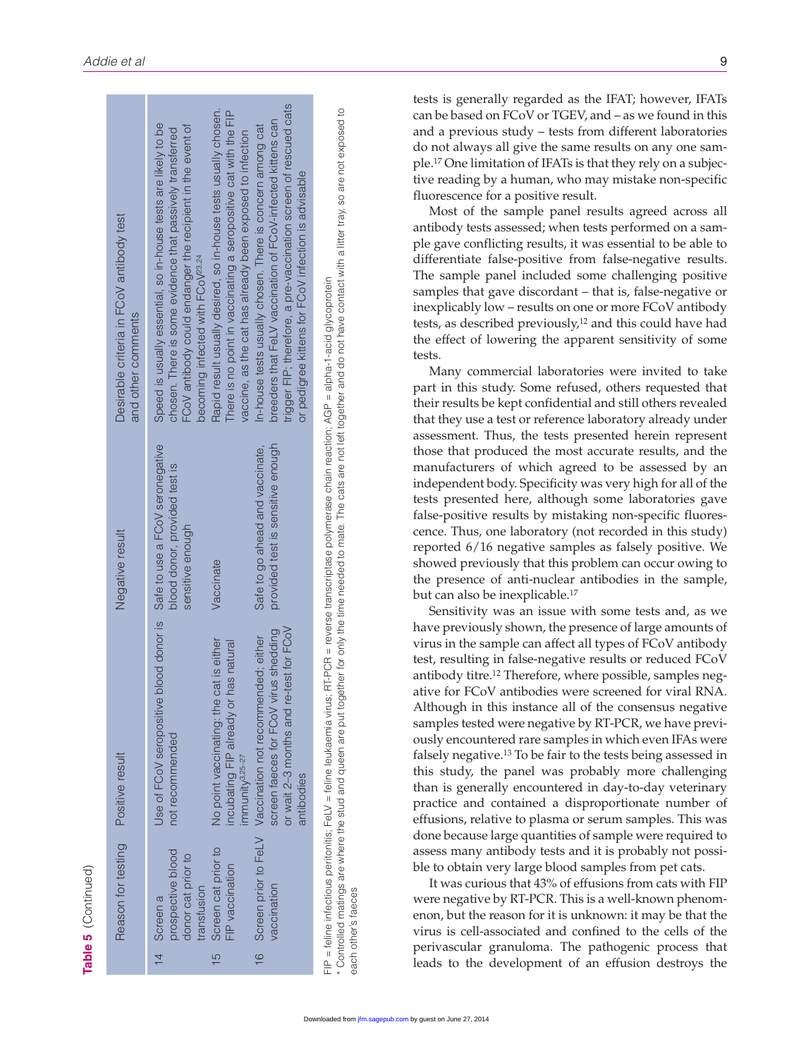**Table 5** (Continued)

| | Reason for testing | Positive result | Negative result | Desirable criteria in FCoV antibody test and other comments |
|---|---|---|---|---|
| 14 | Screen a prospective blood donor cat prior to transfusion | Use of FCoV seropositive blood donor is not recommended | Safe to use a FCoV seronegative blood donor, provided test is sensitive enough | Speed is usually essential, so in-house tests are likely to be chosen. There is some evidence that passively transferred FCoV antibody could endanger the recipient in the event of becoming infected with FCoV[23,24] |
| 15 | Screen cat prior to FIP vaccination | No point vaccinating; the cat is either incubating FIP already or has natural immunity[3,25–27] | Vaccinate | Rapid result usually desired, so in-house tests usually chosen. There is no point in vaccinating a seropositive cat with the FIP vaccine, as the cat has already been exposed to infection |
| 16 | Screen prior to FeLV vaccination | Vaccination not recommended; either screen faeces for FCoV virus shedding or wait 2–3 months and re-test for FCoV antibodies | Safe to go ahead and vaccinate, provided test is sensitive enough | In-house tests usually chosen. There is concern among cat breeders that FeLV vaccination of FCoV-infected kittens can trigger FIP; therefore, a pre-vaccination screen of rescued cats or pedigree kittens for FCoV infection is advisable |

FIP = feline infectious peritonitis; FeLV = feline leukaemia virus; RT-PCR = reverse transcriptase polymerase chain reaction; AGP = alpha-1-acid glycoprotein
* Controlled matings are where the stud and queen are put together for only the time needed to mate. The cats are not left together and do not have contact with a litter tray, so are not exposed to each other's faeces

tests is generally regarded as the IFAT; however, IFATs can be based on FCoV or TGEV, and – as we found in this and a previous study – tests from different laboratories do not always all give the same results on any one sample.[17] One limitation of IFATs is that they rely on a subjective reading by a human, who may mistake non-specific fluorescence for a positive result.

Most of the sample panel results agreed across all antibody tests assessed; when tests performed on a sample gave conflicting results, it was essential to be able to differentiate false-positive from false-negative results. The sample panel included some challenging positive samples that gave discordant – that is, false-negative or inexplicably low – results on one or more FCoV antibody tests, as described previously,[12] and this could have had the effect of lowering the apparent sensitivity of some tests.

Many commercial laboratories were invited to take part in this study. Some refused, others requested that their results be kept confidential and still others revealed that they use a test or reference laboratory already under assessment. Thus, the tests presented herein represent those that produced the most accurate results, and the manufacturers of which agreed to be assessed by an independent body. Specificity was very high for all of the tests presented here, although some laboratories gave false-positive results by mistaking non-specific fluorescence. Thus, one laboratory (not recorded in this study) reported 6/16 negative samples as falsely positive. We showed previously that this problem can occur owing to the presence of anti-nuclear antibodies in the sample, but can also be inexplicable.[17]

Sensitivity was an issue with some tests and, as we have previously shown, the presence of large amounts of virus in the sample can affect all types of FCoV antibody test, resulting in false-negative results or reduced FCoV antibody titre.[12] Therefore, where possible, samples negative for FCoV antibodies were screened for viral RNA. Although in this instance all of the consensus negative samples tested were negative by RT-PCR, we have previously encountered rare samples in which even IFAs were falsely negative.[13] To be fair to the tests being assessed in this study, the panel was probably more challenging than is generally encountered in day-to-day veterinary practice and contained a disproportionate number of effusions, relative to plasma or serum samples. This was done because large quantities of sample were required to assess many antibody tests and it is probably not possible to obtain very large blood samples from pet cats.

It was curious that 43% of effusions from cats with FIP were negative by RT-PCR. This is a well-known phenomenon, but the reason for it is unknown: it may be that the virus is cell-associated and confined to the cells of the perivascular granuloma. The pathogenic process that leads to the development of an effusion destroys the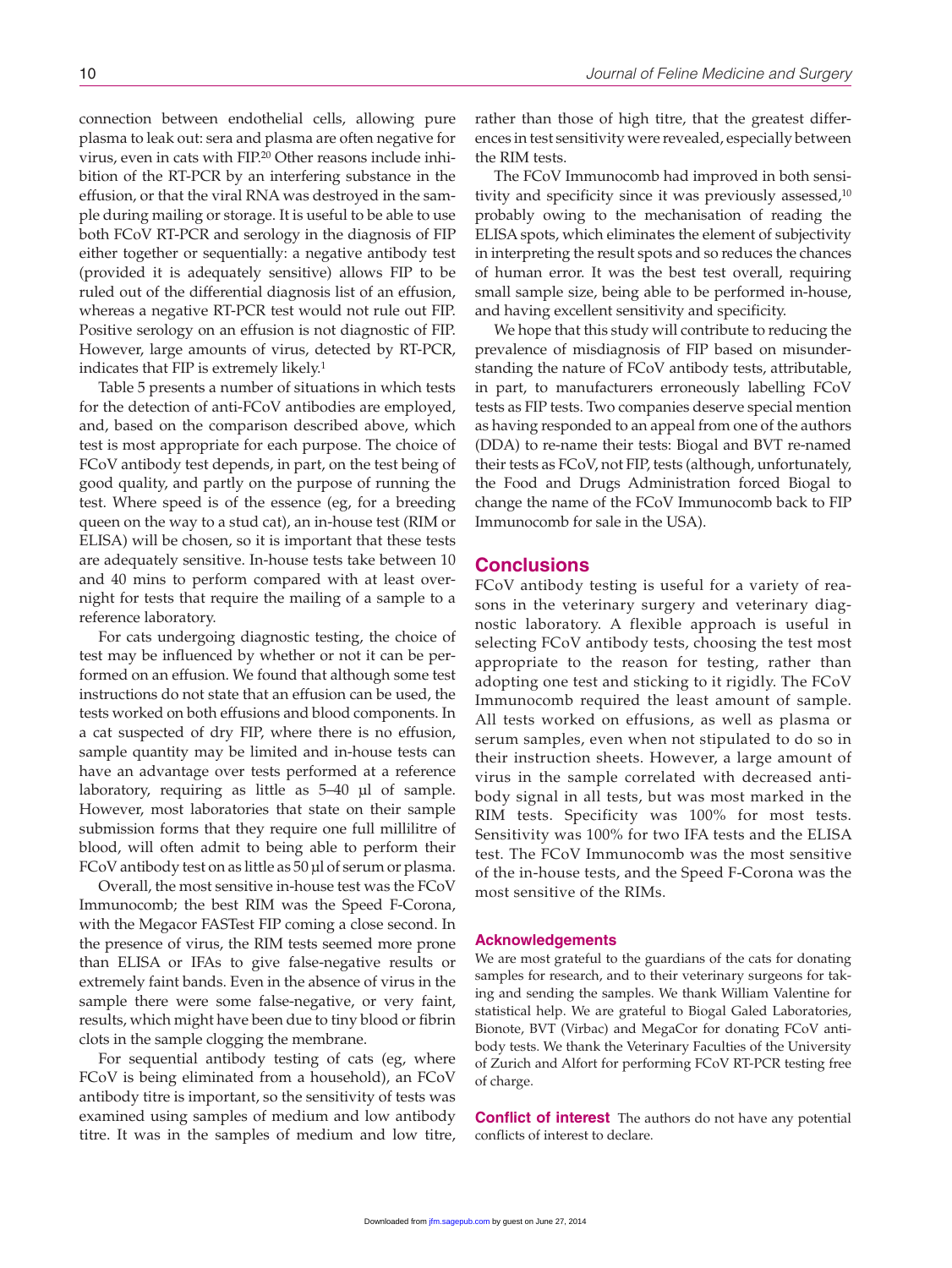connection between endothelial cells, allowing pure plasma to leak out: sera and plasma are often negative for virus, even in cats with FIP.[20] Other reasons include inhibition of the RT-PCR by an interfering substance in the effusion, or that the viral RNA was destroyed in the sample during mailing or storage. It is useful to be able to use both FCoV RT-PCR and serology in the diagnosis of FIP either together or sequentially: a negative antibody test (provided it is adequately sensitive) allows FIP to be ruled out of the differential diagnosis list of an effusion, whereas a negative RT-PCR test would not rule out FIP. Positive serology on an effusion is not diagnostic of FIP. However, large amounts of virus, detected by RT-PCR, indicates that FIP is extremely likely.[1]

Table 5 presents a number of situations in which tests for the detection of anti-FCoV antibodies are employed, and, based on the comparison described above, which test is most appropriate for each purpose. The choice of FCoV antibody test depends, in part, on the test being of good quality, and partly on the purpose of running the test. Where speed is of the essence (eg, for a breeding queen on the way to a stud cat), an in-house test (RIM or ELISA) will be chosen, so it is important that these tests are adequately sensitive. In-house tests take between 10 and 40 mins to perform compared with at least overnight for tests that require the mailing of a sample to a reference laboratory.

For cats undergoing diagnostic testing, the choice of test may be influenced by whether or not it can be performed on an effusion. We found that although some test instructions do not state that an effusion can be used, the tests worked on both effusions and blood components. In a cat suspected of dry FIP, where there is no effusion, sample quantity may be limited and in-house tests can have an advantage over tests performed at a reference laboratory, requiring as little as 5–40 µl of sample. However, most laboratories that state on their sample submission forms that they require one full millilitre of blood, will often admit to being able to perform their FCoV antibody test on as little as 50 µl of serum or plasma.

Overall, the most sensitive in-house test was the FCoV Immunocomb; the best RIM was the Speed F-Corona, with the Megacor FASTest FIP coming a close second. In the presence of virus, the RIM tests seemed more prone than ELISA or IFAs to give false-negative results or extremely faint bands. Even in the absence of virus in the sample there were some false-negative, or very faint, results, which might have been due to tiny blood or fibrin clots in the sample clogging the membrane.

For sequential antibody testing of cats (eg, where FCoV is being eliminated from a household), an FCoV antibody titre is important, so the sensitivity of tests was examined using samples of medium and low antibody titre. It was in the samples of medium and low titre, rather than those of high titre, that the greatest differences in test sensitivity were revealed, especially between the RIM tests.

The FCoV Immunocomb had improved in both sensitivity and specificity since it was previously assessed,[10] probably owing to the mechanisation of reading the ELISA spots, which eliminates the element of subjectivity in interpreting the result spots and so reduces the chances of human error. It was the best test overall, requiring small sample size, being able to be performed in-house, and having excellent sensitivity and specificity.

We hope that this study will contribute to reducing the prevalence of misdiagnosis of FIP based on misunderstanding the nature of FCoV antibody tests, attributable, in part, to manufacturers erroneously labelling FCoV tests as FIP tests. Two companies deserve special mention as having responded to an appeal from one of the authors (DDA) to re-name their tests: Biogal and BVT re-named their tests as FCoV, not FIP, tests (although, unfortunately, the Food and Drugs Administration forced Biogal to change the name of the FCoV Immunocomb back to FIP Immunocomb for sale in the USA).

## Conclusions

FCoV antibody testing is useful for a variety of reasons in the veterinary surgery and veterinary diagnostic laboratory. A flexible approach is useful in selecting FCoV antibody tests, choosing the test most appropriate to the reason for testing, rather than adopting one test and sticking to it rigidly. The FCoV Immunocomb required the least amount of sample. All tests worked on effusions, as well as plasma or serum samples, even when not stipulated to do so in their instruction sheets. However, a large amount of virus in the sample correlated with decreased antibody signal in all tests, but was most marked in the RIM tests. Specificity was 100% for most tests. Sensitivity was 100% for two IFA tests and the ELISA test. The FCoV Immunocomb was the most sensitive of the in-house tests, and the Speed F-Corona was the most sensitive of the RIMs.

### Acknowledgements

We are most grateful to the guardians of the cats for donating samples for research, and to their veterinary surgeons for taking and sending the samples. We thank William Valentine for statistical help. We are grateful to Biogal Galed Laboratories, Bionote, BVT (Virbac) and MegaCor for donating FCoV antibody tests. We thank the Veterinary Faculties of the University of Zurich and Alfort for performing FCoV RT-PCR testing free of charge.

**Conflict of interest** The authors do not have any potential conflicts of interest to declare.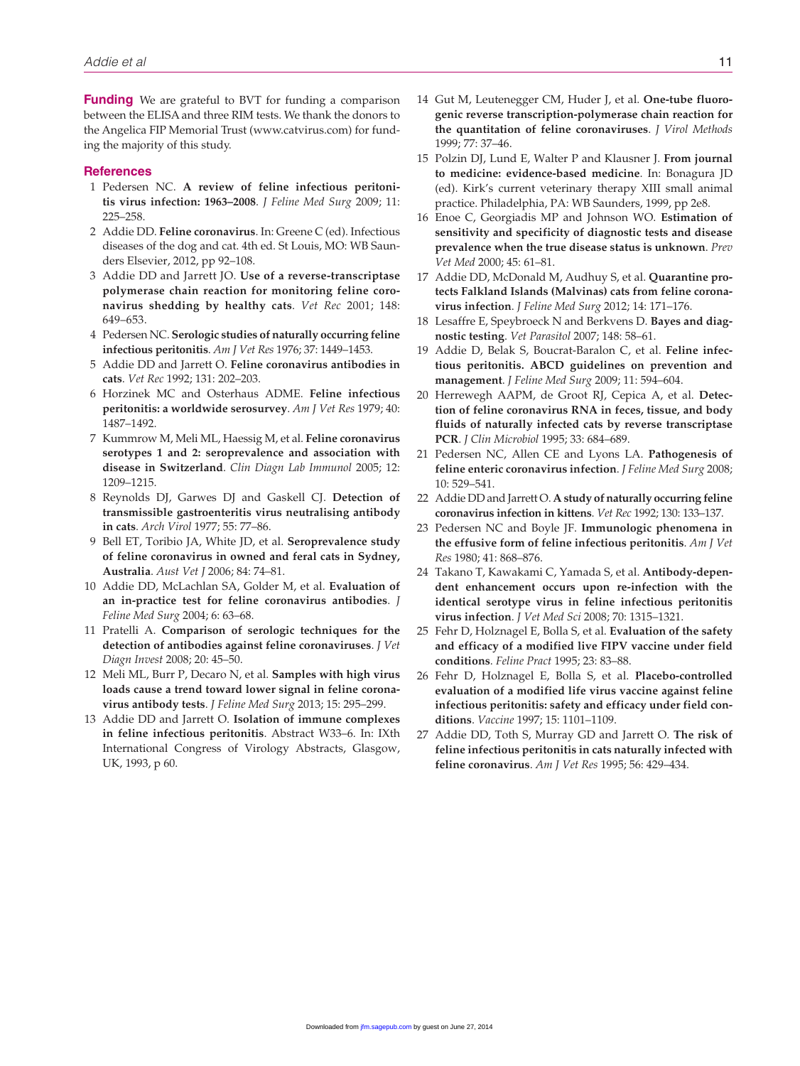**Funding** We are grateful to BVT for funding a comparison between the ELISA and three RIM tests. We thank the donors to the Angelica FIP Memorial Trust (www.catvirus.com) for funding the majority of this study.

## References

1. Pedersen NC. **A review of feline infectious peritonitis virus infection: 1963–2008**. *J Feline Med Surg* 2009; 11: 225–258.
2. Addie DD. **Feline coronavirus**. In: Greene C (ed). Infectious diseases of the dog and cat. 4th ed. St Louis, MO: WB Saunders Elsevier, 2012, pp 92–108.
3. Addie DD and Jarrett JO. **Use of a reverse-transcriptase polymerase chain reaction for monitoring feline coronavirus shedding by healthy cats**. *Vet Rec* 2001; 148: 649–653.
4. Pedersen NC. **Serologic studies of naturally occurring feline infectious peritonitis**. *Am J Vet Res* 1976; 37: 1449–1453.
5. Addie DD and Jarrett O. **Feline coronavirus antibodies in cats**. *Vet Rec* 1992; 131: 202–203.
6. Horzinek MC and Osterhaus ADME. **Feline infectious peritonitis: a worldwide serosurvey**. *Am J Vet Res* 1979; 40: 1487–1492.
7. Kummrow M, Meli ML, Haessig M, et al. **Feline coronavirus serotypes 1 and 2: seroprevalence and association with disease in Switzerland**. *Clin Diagn Lab Immunol* 2005; 12: 1209–1215.
8. Reynolds DJ, Garwes DJ and Gaskell CJ. **Detection of transmissible gastroenteritis virus neutralising antibody in cats**. *Arch Virol* 1977; 55: 77–86.
9. Bell ET, Toribio JA, White JD, et al. **Seroprevalence study of feline coronavirus in owned and feral cats in Sydney, Australia**. *Aust Vet J* 2006; 84: 74–81.
10. Addie DD, McLachlan SA, Golder M, et al. **Evaluation of an in-practice test for feline coronavirus antibodies**. *J Feline Med Surg* 2004; 6: 63–68.
11. Pratelli A. **Comparison of serologic techniques for the detection of antibodies against feline coronaviruses**. *J Vet Diagn Invest* 2008; 20: 45–50.
12. Meli ML, Burr P, Decaro N, et al. **Samples with high virus loads cause a trend toward lower signal in feline coronavirus antibody tests**. *J Feline Med Surg* 2013; 15: 295–299.
13. Addie DD and Jarrett O. **Isolation of immune complexes in feline infectious peritonitis**. Abstract W33–6. In: IXth International Congress of Virology Abstracts, Glasgow, UK, 1993, p 60.
14. Gut M, Leutenegger CM, Huder J, et al. **One-tube fluorogenic reverse transcription-polymerase chain reaction for the quantitation of feline coronaviruses**. *J Virol Methods* 1999; 77: 37–46.
15. Polzin DJ, Lund E, Walter P and Klausner J. **From journal to medicine: evidence-based medicine**. In: Bonagura JD (ed). Kirk's current veterinary therapy XIII small animal practice. Philadelphia, PA: WB Saunders, 1999, pp 2e8.
16. Enoe C, Georgiadis MP and Johnson WO. **Estimation of sensitivity and specificity of diagnostic tests and disease prevalence when the true disease status is unknown**. *Prev Vet Med* 2000; 45: 61–81.
17. Addie DD, McDonald M, Audhuy S, et al. **Quarantine protects Falkland Islands (Malvinas) cats from feline coronavirus infection**. *J Feline Med Surg* 2012; 14: 171–176.
18. Lesaffre E, Speybroeck N and Berkvens D. **Bayes and diagnostic testing**. *Vet Parasitol* 2007; 148: 58–61.
19. Addie D, Belak S, Boucrat-Baralon C, et al. **Feline infectious peritonitis. ABCD guidelines on prevention and management**. *J Feline Med Surg* 2009; 11: 594–604.
20. Herrewegh AAPM, de Groot RJ, Cepica A, et al. **Detection of feline coronavirus RNA in feces, tissue, and body fluids of naturally infected cats by reverse transcriptase PCR**. *J Clin Microbiol* 1995; 33: 684–689.
21. Pedersen NC, Allen CE and Lyons LA. **Pathogenesis of feline enteric coronavirus infection**. *J Feline Med Surg* 2008; 10: 529–541.
22. Addie DD and Jarrett O. **A study of naturally occurring feline coronavirus infection in kittens**. *Vet Rec* 1992; 130: 133–137.
23. Pedersen NC and Boyle JF. **Immunologic phenomena in the effusive form of feline infectious peritonitis**. *Am J Vet Res* 1980; 41: 868–876.
24. Takano T, Kawakami C, Yamada S, et al. **Antibody-dependent enhancement occurs upon re-infection with the identical serotype virus in feline infectious peritonitis virus infection**. *J Vet Med Sci* 2008; 70: 1315–1321.
25. Fehr D, Holznagel E, Bolla S, et al. **Evaluation of the safety and efficacy of a modified live FIPV vaccine under field conditions**. *Feline Pract* 1995; 23: 83–88.
26. Fehr D, Holznagel E, Bolla S, et al. **Placebo-controlled evaluation of a modified life virus vaccine against feline infectious peritonitis: safety and efficacy under field conditions**. *Vaccine* 1997; 15: 1101–1109.
27. Addie DD, Toth S, Murray GD and Jarrett O. **The risk of feline infectious peritonitis in cats naturally infected with feline coronavirus**. *Am J Vet Res* 1995; 56: 429–434.